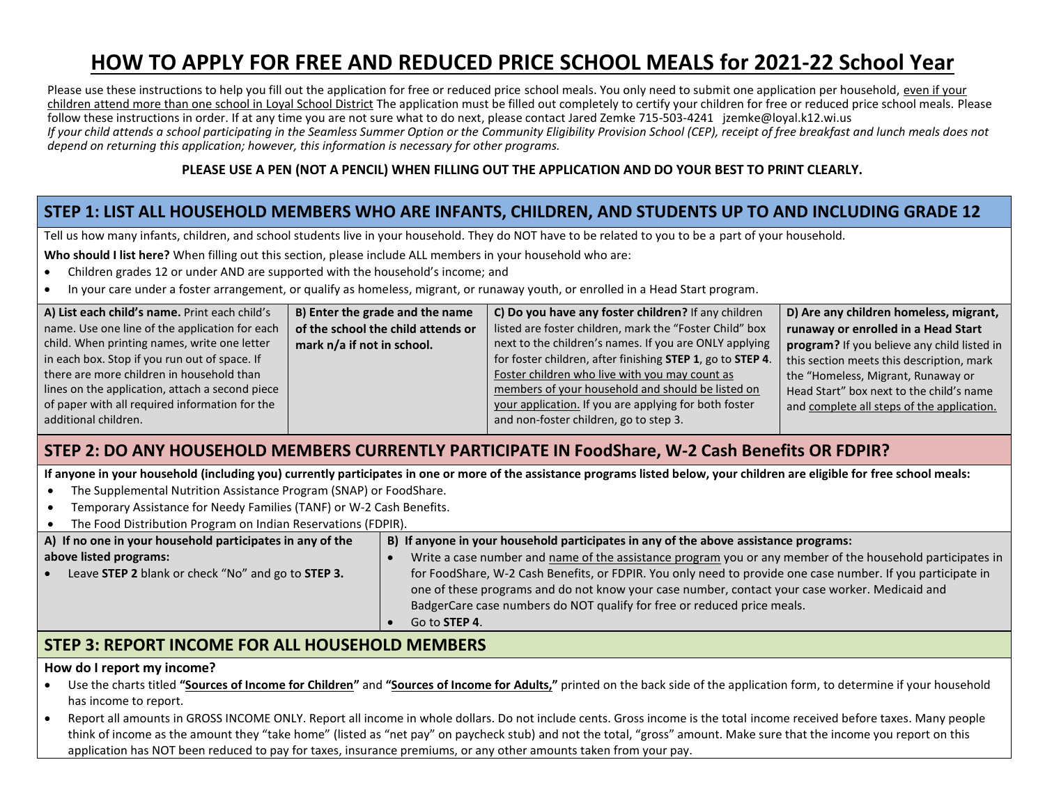# HOW TO APPLY FOR FREE AND REDUCED PRICE SCHOOL MEALS for 2021-22 School Year

Please use these instructions to help you fill out the application for free or reduced price school meals. You only need to submit one application per household, even if your children attend more than one school in Loyal School District The application must be filled out completely to certify your children for free or reduced price school meals. Please follow these instructions in order. If at any time you are not sure what to do next, please contact Jared Zemke 715-503-4241 jzemke@loyal.k12.wi.us

*If your child attends a school participating in the Seamless Summer Option or the Community Eligibility Provision School (CEP), receipt of free breakfast and lunch meals does not depend on returning this application; however, this information is necessary for other programs.*

**PLEASE USE A PEN (NOT A PENCIL) WHEN FILLING OUT THE APPLICATION AND DO YOUR BEST TO PRINT CLEARLY.**

## STEP 1: LIST ALL HOUSEHOLD MEMBERS WHO ARE INFANTS, CHILDREN, AND STUDENTS UP TO AND INCLUDING GRADE 12

Tell us how many infants, children, and school students live in your household. They do NOT have to be related to you to be a part of your household.

**Who should I list here?** When filling out this section, please include ALL members in your household who are:

- Children grades 12 or under AND are supported with the household's income; and
- In your care under a foster arrangement, or qualify as homeless, migrant, or runaway youth, or enrolled in a Head Start program.

| **A) List each child's name.** Print each child's name. Use one line of the application for each child. When printing names, write one letter in each box. Stop if you run out of space. If there are more children in household than lines on the application, attach a second piece of paper with all required information for the additional children. | **B) Enter the grade and the name of the school the child attends or mark n/a if not in school.** | **C) Do you have any foster children?** If any children listed are foster children, mark the "Foster Child" box next to the children's names. If you are ONLY applying for foster children, after finishing **STEP 1**, go to **STEP 4**. Foster children who live with you may count as members of your household and should be listed on your application. If you are applying for both foster and non-foster children, go to step 3. | **D) Are any children homeless, migrant, runaway or enrolled in a Head Start program?** If you believe any child listed in this section meets this description, mark the "Homeless, Migrant, Runaway or Head Start" box next to the child's name and complete all steps of the application. |
|---|---|---|---|

## STEP 2: DO ANY HOUSEHOLD MEMBERS CURRENTLY PARTICIPATE IN FoodShare, W-2 Cash Benefits OR FDPIR?

**If anyone in your household (including you) currently participates in one or more of the assistance programs listed below, your children are eligible for free school meals:**

- The Supplemental Nutrition Assistance Program (SNAP) or FoodShare.
- Temporary Assistance for Needy Families (TANF) or W-2 Cash Benefits.
- The Food Distribution Program on Indian Reservations (FDPIR).

| **A) If no one in your household participates in any of the above listed programs:** | **B) If anyone in your household participates in any of the above assistance programs:** |
|---|---|
| • Leave **STEP 2** blank or check "No" and go to **STEP 3.** | • Write a case number and name of the assistance program you or any member of the household participates in for FoodShare, W-2 Cash Benefits, or FDPIR. You only need to provide one case number. If you participate in one of these programs and do not know your case number, contact your case worker. Medicaid and BadgerCare case numbers do NOT qualify for free or reduced price meals.<br>• Go to **STEP 4**. |

## STEP 3: REPORT INCOME FOR ALL HOUSEHOLD MEMBERS

**How do I report my income?**

- Use the charts titled **"Sources of Income for Children"** and **"Sources of Income for Adults,"** printed on the back side of the application form, to determine if your household has income to report.
- Report all amounts in GROSS INCOME ONLY. Report all income in whole dollars. Do not include cents. Gross income is the total income received before taxes. Many people think of income as the amount they "take home" (listed as "net pay" on paycheck stub) and not the total, "gross" amount. Make sure that the income you report on this application has NOT been reduced to pay for taxes, insurance premiums, or any other amounts taken from your pay.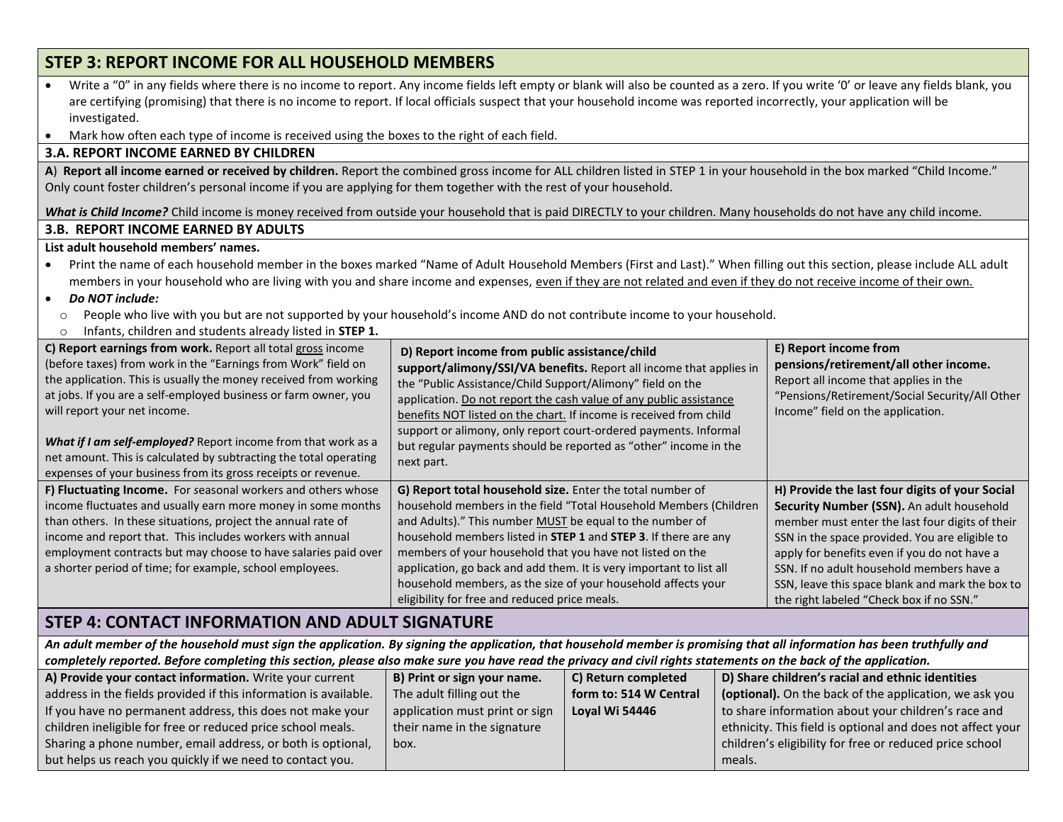## STEP 3: REPORT INCOME FOR ALL HOUSEHOLD MEMBERS

- Write a "0" in any fields where there is no income to report. Any income fields left empty or blank will also be counted as a zero. If you write '0' or leave any fields blank, you are certifying (promising) that there is no income to report. If local officials suspect that your household income was reported incorrectly, your application will be investigated.
- Mark how often each type of income is received using the boxes to the right of each field.

### 3.A. REPORT INCOME EARNED BY CHILDREN

**A**) **Report all income earned or received by children.** Report the combined gross income for ALL children listed in STEP 1 in your household in the box marked "Child Income." Only count foster children's personal income if you are applying for them together with the rest of your household.

***What is Child Income?*** Child income is money received from outside your household that is paid DIRECTLY to your children. Many households do not have any child income.

### 3.B. REPORT INCOME EARNED BY ADULTS

**List adult household members' names.**

- Print the name of each household member in the boxes marked "Name of Adult Household Members (First and Last)." When filling out this section, please include ALL adult members in your household who are living with you and share income and expenses, even if they are not related and even if they do not receive income of their own.
- ***Do NOT include:***
  - People who live with you but are not supported by your household's income AND do not contribute income to your household.
  - Infants, children and students already listed in **STEP 1.**

**C) Report earnings from work.** Report all total gross income (before taxes) from work in the "Earnings from Work" field on the application. This is usually the money received from working at jobs. If you are a self-employed business or farm owner, you will report your net income.

***What if I am self-employed?*** Report income from that work as a net amount. This is calculated by subtracting the total operating expenses of your business from its gross receipts or revenue.

**D) Report income from public assistance/child support/alimony/SSI/VA benefits.** Report all income that applies in the "Public Assistance/Child Support/Alimony" field on the application. Do not report the cash value of any public assistance benefits NOT listed on the chart. If income is received from child support or alimony, only report court-ordered payments. Informal but regular payments should be reported as "other" income in the next part.

**E) Report income from pensions/retirement/all other income.** Report all income that applies in the "Pensions/Retirement/Social Security/All Other Income" field on the application.

**F) Fluctuating Income.** For seasonal workers and others whose income fluctuates and usually earn more money in some months than others. In these situations, project the annual rate of income and report that. This includes workers with annual employment contracts but may choose to have salaries paid over a shorter period of time; for example, school employees.

**G) Report total household size.** Enter the total number of household members in the field "Total Household Members (Children and Adults)." This number MUST be equal to the number of household members listed in **STEP 1** and **STEP 3**. If there are any members of your household that you have not listed on the application, go back and add them. It is very important to list all household members, as the size of your household affects your eligibility for free and reduced price meals.

**H) Provide the last four digits of your Social Security Number (SSN).** An adult household member must enter the last four digits of their SSN in the space provided. You are eligible to apply for benefits even if you do not have a SSN. If no adult household members have a SSN, leave this space blank and mark the box to the right labeled "Check box if no SSN."

## STEP 4: CONTACT INFORMATION AND ADULT SIGNATURE

***An adult member of the household must sign the application. By signing the application, that household member is promising that all information has been truthfully and completely reported. Before completing this section, please also make sure you have read the privacy and civil rights statements on the back of the application.***

**A) Provide your contact information.** Write your current address in the fields provided if this information is available. If you have no permanent address, this does not make your children ineligible for free or reduced price school meals. Sharing a phone number, email address, or both is optional, but helps us reach you quickly if we need to contact you.

**B) Print or sign your name.** The adult filling out the application must print or sign their name in the signature box.

**C) Return completed form to: 514 W Central Loyal Wi 54446**

**D) Share children's racial and ethnic identities (optional).** On the back of the application, we ask you to share information about your children's race and ethnicity. This field is optional and does not affect your children's eligibility for free or reduced price school meals.